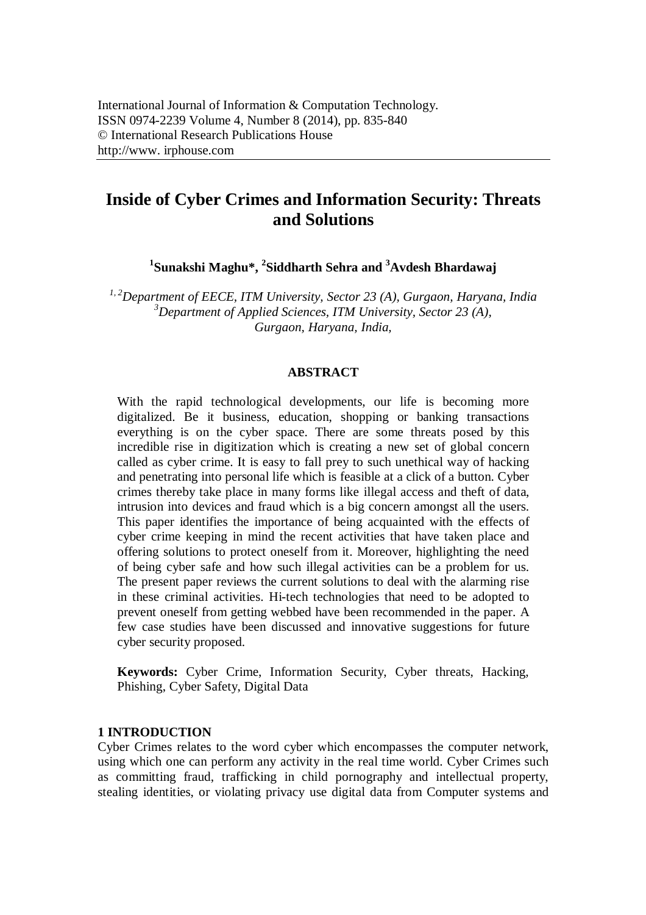International Journal of Information & Computation Technology.
ISSN 0974-2239 Volume 4, Number 8 (2014), pp. 835-840
© International Research Publications House
http://www. irphouse.com

# Inside of Cyber Crimes and Information Security: Threats and Solutions

**[1]Sunakshi Maghu*, [2]Siddharth Sehra and [3]Avdesh Bhardawaj**

*[1, 2]Department of EECE, ITM University, Sector 23 (A), Gurgaon, Haryana, India*
*[3]Department of Applied Sciences, ITM University, Sector 23 (A), Gurgaon, Haryana, India,*

## ABSTRACT

With the rapid technological developments, our life is becoming more digitalized. Be it business, education, shopping or banking transactions everything is on the cyber space. There are some threats posed by this incredible rise in digitization which is creating a new set of global concern called as cyber crime. It is easy to fall prey to such unethical way of hacking and penetrating into personal life which is feasible at a click of a button. Cyber crimes thereby take place in many forms like illegal access and theft of data, intrusion into devices and fraud which is a big concern amongst all the users. This paper identifies the importance of being acquainted with the effects of cyber crime keeping in mind the recent activities that have taken place and offering solutions to protect oneself from it. Moreover, highlighting the need of being cyber safe and how such illegal activities can be a problem for us. The present paper reviews the current solutions to deal with the alarming rise in these criminal activities. Hi-tech technologies that need to be adopted to prevent oneself from getting webbed have been recommended in the paper. A few case studies have been discussed and innovative suggestions for future cyber security proposed.

**Keywords:** Cyber Crime, Information Security, Cyber threats, Hacking, Phishing, Cyber Safety, Digital Data

## 1 INTRODUCTION

Cyber Crimes relates to the word cyber which encompasses the computer network, using which one can perform any activity in the real time world. Cyber Crimes such as committing fraud, trafficking in child pornography and intellectual property, stealing identities, or violating privacy use digital data from Computer systems and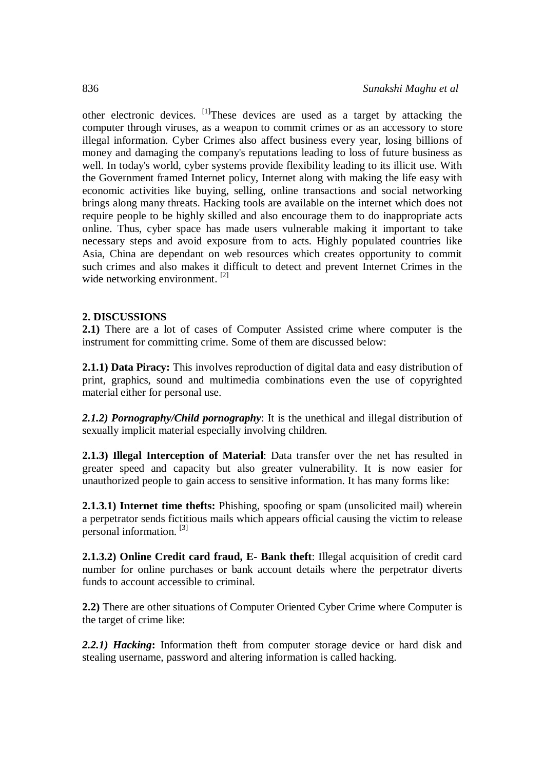other electronic devices. [1]These devices are used as a target by attacking the computer through viruses, as a weapon to commit crimes or as an accessory to store illegal information. Cyber Crimes also affect business every year, losing billions of money and damaging the company's reputations leading to loss of future business as well. In today's world, cyber systems provide flexibility leading to its illicit use. With the Government framed Internet policy, Internet along with making the life easy with economic activities like buying, selling, online transactions and social networking brings along many threats. Hacking tools are available on the internet which does not require people to be highly skilled and also encourage them to do inappropriate acts online. Thus, cyber space has made users vulnerable making it important to take necessary steps and avoid exposure from to acts. Highly populated countries like Asia, China are dependant on web resources which creates opportunity to commit such crimes and also makes it difficult to detect and prevent Internet Crimes in the wide networking environment. [2]

## 2. DISCUSSIONS

**2.1)** There are a lot of cases of Computer Assisted crime where computer is the instrument for committing crime. Some of them are discussed below:

**2.1.1) Data Piracy:** This involves reproduction of digital data and easy distribution of print, graphics, sound and multimedia combinations even the use of copyrighted material either for personal use.

***2.1.2) Pornography/Child pornography***: It is the unethical and illegal distribution of sexually implicit material especially involving children.

**2.1.3) Illegal Interception of Material**: Data transfer over the net has resulted in greater speed and capacity but also greater vulnerability. It is now easier for unauthorized people to gain access to sensitive information. It has many forms like:

**2.1.3.1) Internet time thefts:** Phishing, spoofing or spam (unsolicited mail) wherein a perpetrator sends fictitious mails which appears official causing the victim to release personal information. [3]

**2.1.3.2) Online Credit card fraud, E- Bank theft**: Illegal acquisition of credit card number for online purchases or bank account details where the perpetrator diverts funds to account accessible to criminal.

**2.2)** There are other situations of Computer Oriented Cyber Crime where Computer is the target of crime like:

***2.2.1) Hacking*****:** Information theft from computer storage device or hard disk and stealing username, password and altering information is called hacking.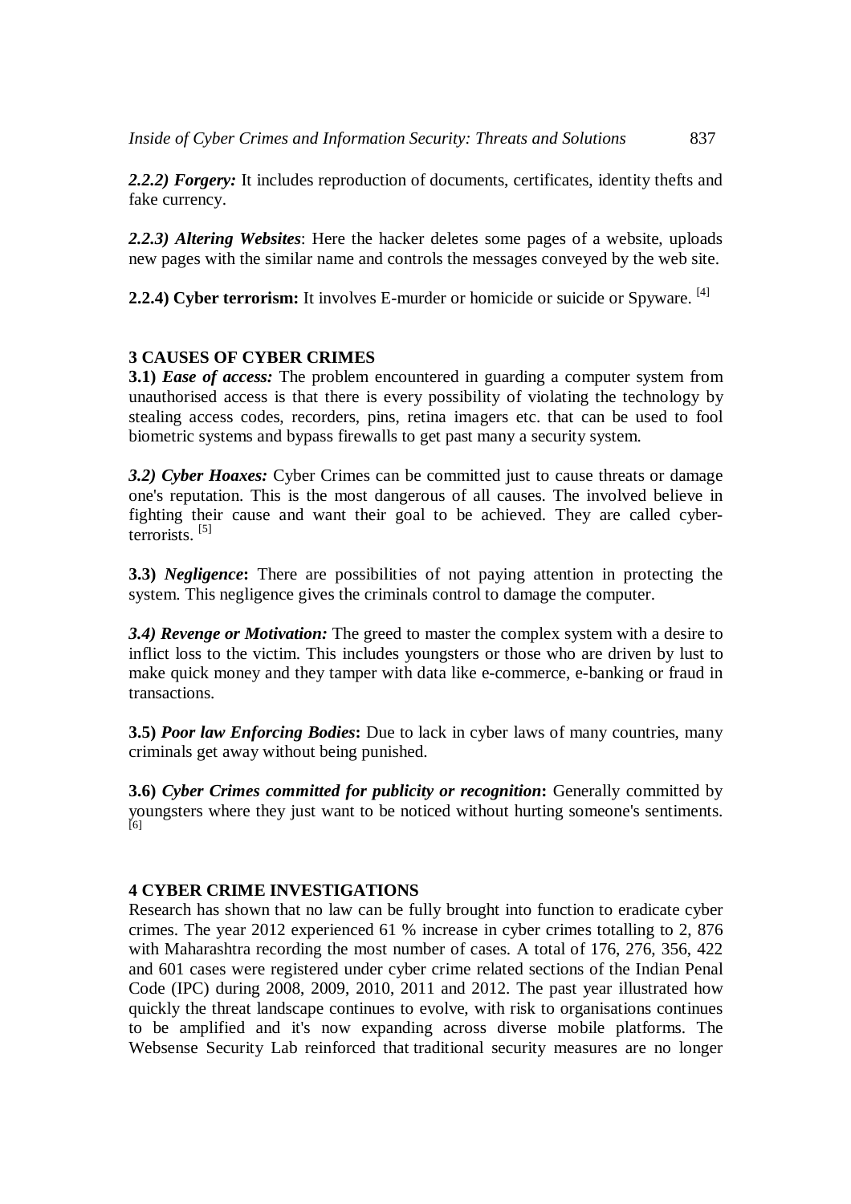***2.2.2) Forgery:*** It includes reproduction of documents, certificates, identity thefts and fake currency.

***2.2.3) Altering Websites***: Here the hacker deletes some pages of a website, uploads new pages with the similar name and controls the messages conveyed by the web site.

**2.2.4) Cyber terrorism:** It involves E-murder or homicide or suicide or Spyware. [4]

## 3 CAUSES OF CYBER CRIMES

**3.1)** ***Ease of access:*** The problem encountered in guarding a computer system from unauthorised access is that there is every possibility of violating the technology by stealing access codes, recorders, pins, retina imagers etc. that can be used to fool biometric systems and bypass firewalls to get past many a security system.

***3.2) Cyber Hoaxes:*** Cyber Crimes can be committed just to cause threats or damage one's reputation. This is the most dangerous of all causes. The involved believe in fighting their cause and want their goal to be achieved. They are called cyber-terrorists. [5]

**3.3)** ***Negligence*****:** There are possibilities of not paying attention in protecting the system. This negligence gives the criminals control to damage the computer.

***3.4) Revenge or Motivation:*** The greed to master the complex system with a desire to inflict loss to the victim. This includes youngsters or those who are driven by lust to make quick money and they tamper with data like e-commerce, e-banking or fraud in transactions.

**3.5)** ***Poor law Enforcing Bodies*****:** Due to lack in cyber laws of many countries, many criminals get away without being punished.

**3.6)** ***Cyber Crimes committed for publicity or recognition*****:** Generally committed by youngsters where they just want to be noticed without hurting someone's sentiments. [6]

## 4 CYBER CRIME INVESTIGATIONS

Research has shown that no law can be fully brought into function to eradicate cyber crimes. The year 2012 experienced 61 % increase in cyber crimes totalling to 2, 876 with Maharashtra recording the most number of cases. A total of 176, 276, 356, 422 and 601 cases were registered under cyber crime related sections of the Indian Penal Code (IPC) during 2008, 2009, 2010, 2011 and 2012. The past year illustrated how quickly the threat landscape continues to evolve, with risk to organisations continues to be amplified and it's now expanding across diverse mobile platforms. The Websense Security Lab reinforced that traditional security measures are no longer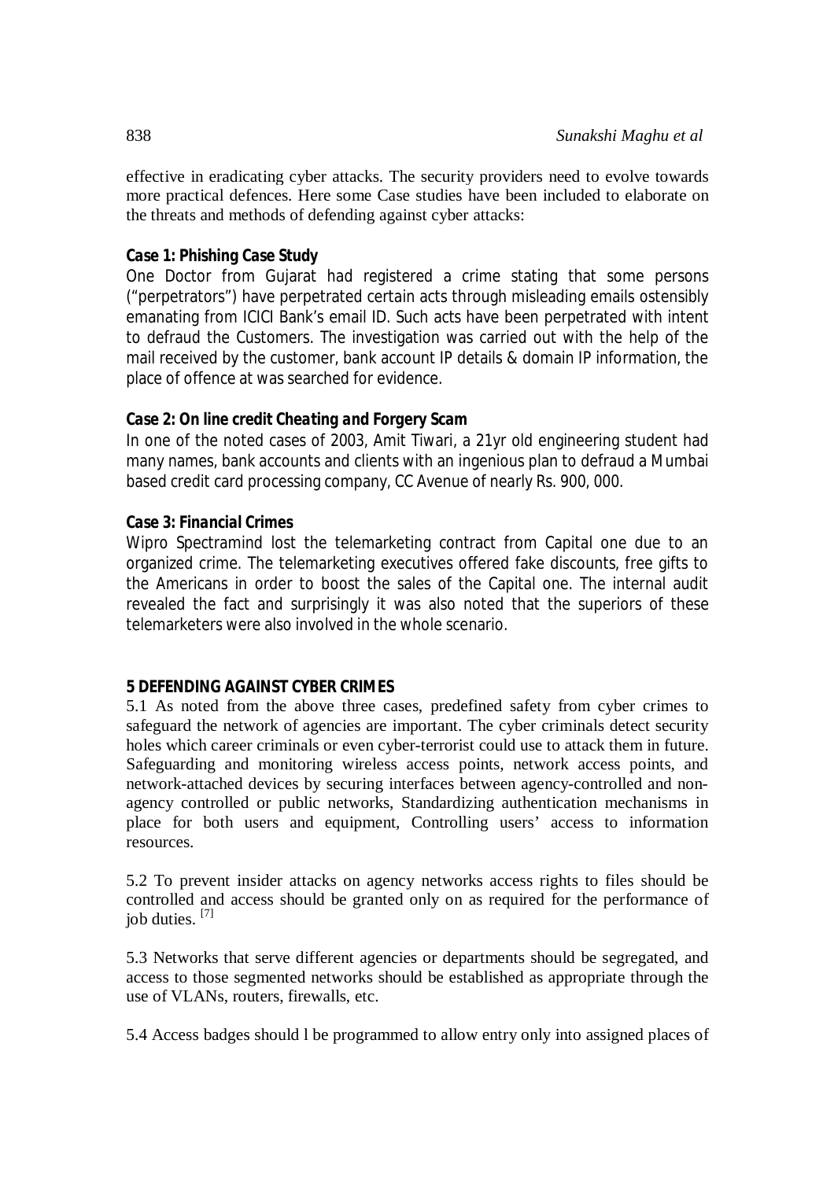effective in eradicating cyber attacks. The security providers need to evolve towards more practical defences. Here some Case studies have been included to elaborate on the threats and methods of defending against cyber attacks:

**Case 1: Phishing Case Study**

One Doctor from Gujarat had registered a crime stating that some persons ("perpetrators") have perpetrated certain acts through misleading emails ostensibly emanating from ICICI Bank's email ID. Such acts have been perpetrated with intent to defraud the Customers. The investigation was carried out with the help of the mail received by the customer, bank account IP details & domain IP information, the place of offence at was searched for evidence.

**Case 2: On line credit Cheating and Forgery Scam**

In one of the noted cases of 2003, Amit Tiwari, a 21yr old engineering student had many names, bank accounts and clients with an ingenious plan to defraud a Mumbai based credit card processing company, CC Avenue of nearly Rs. 900, 000.

**Case 3: Financial Crimes**

Wipro Spectramind lost the telemarketing contract from Capital one due to an organized crime. The telemarketing executives offered fake discounts, free gifts to the Americans in order to boost the sales of the Capital one. The internal audit revealed the fact and surprisingly it was also noted that the superiors of these telemarketers were also involved in the whole scenario.

## 5 DEFENDING AGAINST CYBER CRIMES

5.1 As noted from the above three cases, predefined safety from cyber crimes to safeguard the network of agencies are important. The cyber criminals detect security holes which career criminals or even cyber-terrorist could use to attack them in future. Safeguarding and monitoring wireless access points, network access points, and network-attached devices by securing interfaces between agency-controlled and non-agency controlled or public networks, Standardizing authentication mechanisms in place for both users and equipment, Controlling users' access to information resources.

5.2 To prevent insider attacks on agency networks access rights to files should be controlled and access should be granted only on as required for the performance of job duties. [7]

5.3 Networks that serve different agencies or departments should be segregated, and access to those segmented networks should be established as appropriate through the use of VLANs, routers, firewalls, etc.

5.4 Access badges should l be programmed to allow entry only into assigned places of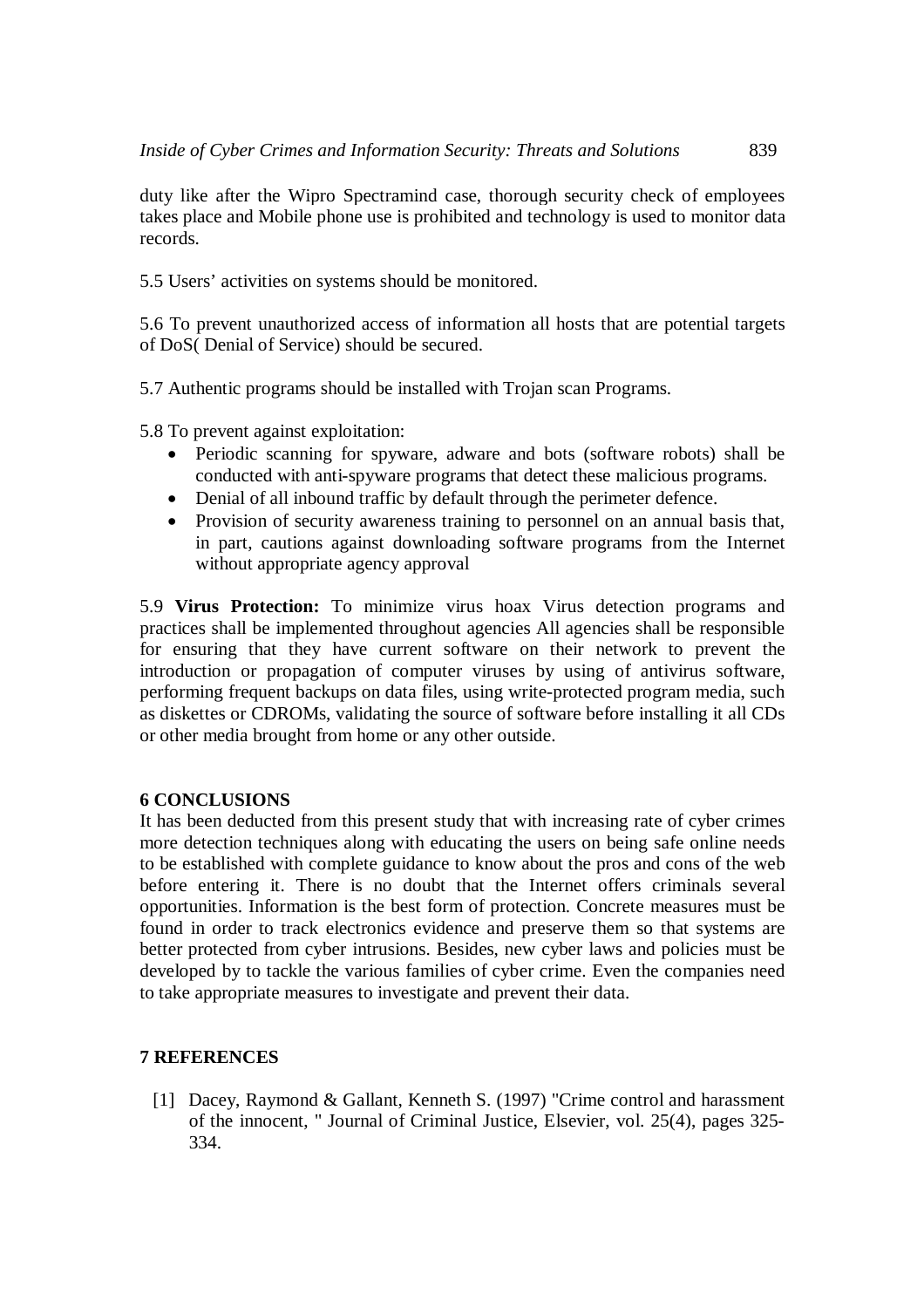duty like after the Wipro Spectramind case, thorough security check of employees takes place and Mobile phone use is prohibited and technology is used to monitor data records.

5.5 Users' activities on systems should be monitored.

5.6 To prevent unauthorized access of information all hosts that are potential targets of DoS( Denial of Service) should be secured.

5.7 Authentic programs should be installed with Trojan scan Programs.

5.8 To prevent against exploitation:

- Periodic scanning for spyware, adware and bots (software robots) shall be conducted with anti-spyware programs that detect these malicious programs.
- Denial of all inbound traffic by default through the perimeter defence.
- Provision of security awareness training to personnel on an annual basis that, in part, cautions against downloading software programs from the Internet without appropriate agency approval

5.9 **Virus Protection:** To minimize virus hoax Virus detection programs and practices shall be implemented throughout agencies All agencies shall be responsible for ensuring that they have current software on their network to prevent the introduction or propagation of computer viruses by using of antivirus software, performing frequent backups on data files, using write-protected program media, such as diskettes or CDROMs, validating the source of software before installing it all CDs or other media brought from home or any other outside.

## 6 CONCLUSIONS

It has been deducted from this present study that with increasing rate of cyber crimes more detection techniques along with educating the users on being safe online needs to be established with complete guidance to know about the pros and cons of the web before entering it. There is no doubt that the Internet offers criminals several opportunities. Information is the best form of protection. Concrete measures must be found in order to track electronics evidence and preserve them so that systems are better protected from cyber intrusions. Besides, new cyber laws and policies must be developed by to tackle the various families of cyber crime. Even the companies need to take appropriate measures to investigate and prevent their data.

## 7 REFERENCES

[1] Dacey, Raymond & Gallant, Kenneth S. (1997) "Crime control and harassment of the innocent, " Journal of Criminal Justice, Elsevier, vol. 25(4), pages 325-334.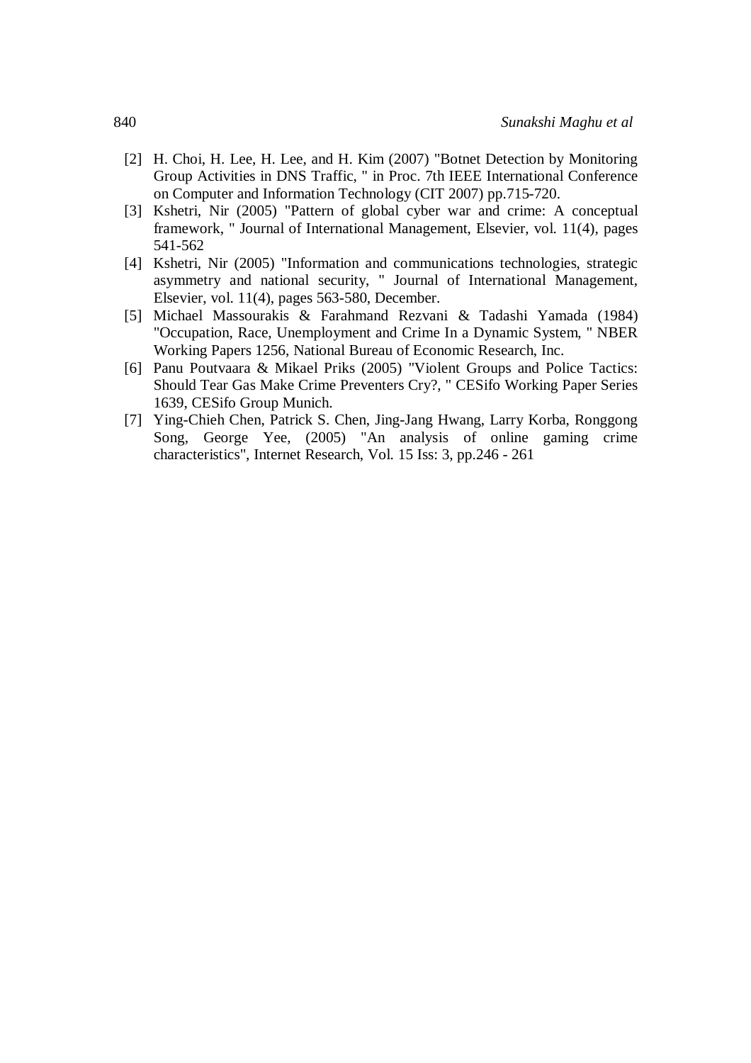[2] H. Choi, H. Lee, H. Lee, and H. Kim (2007) "Botnet Detection by Monitoring Group Activities in DNS Traffic, " in Proc. 7th IEEE International Conference on Computer and Information Technology (CIT 2007) pp.715-720.

[3] Kshetri, Nir (2005) "Pattern of global cyber war and crime: A conceptual framework, " Journal of International Management, Elsevier, vol. 11(4), pages 541-562

[4] Kshetri, Nir (2005) "Information and communications technologies, strategic asymmetry and national security, " Journal of International Management, Elsevier, vol. 11(4), pages 563-580, December.

[5] Michael Massourakis & Farahmand Rezvani & Tadashi Yamada (1984) "Occupation, Race, Unemployment and Crime In a Dynamic System, " NBER Working Papers 1256, National Bureau of Economic Research, Inc.

[6] Panu Poutvaara & Mikael Priks (2005) "Violent Groups and Police Tactics: Should Tear Gas Make Crime Preventers Cry?, " CESifo Working Paper Series 1639, CESifo Group Munich.

[7] Ying-Chieh Chen, Patrick S. Chen, Jing-Jang Hwang, Larry Korba, Ronggong Song, George Yee, (2005) "An analysis of online gaming crime characteristics", Internet Research, Vol. 15 Iss: 3, pp.246 - 261